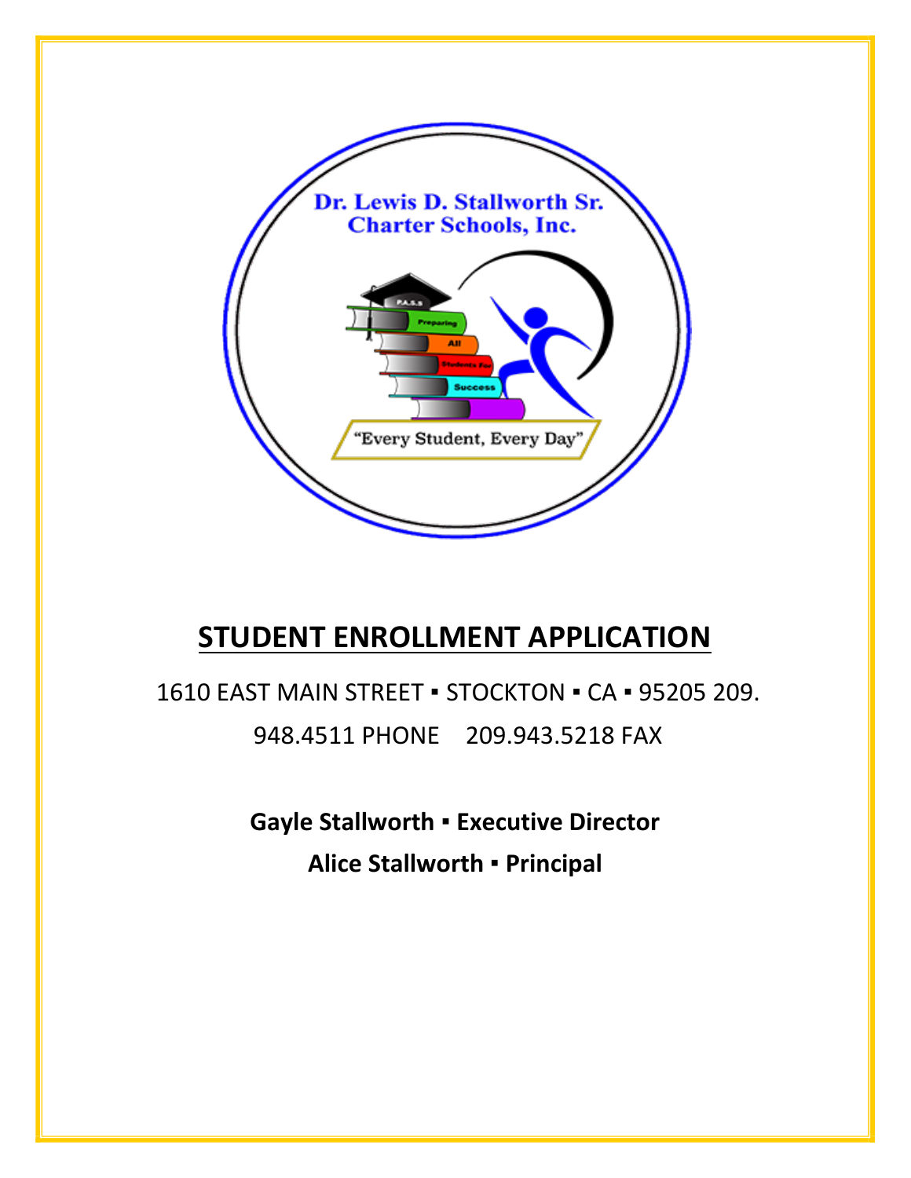Dr. Lewis D. Stallworth Sr. Charter Schools, Inc.

"Every Student, Every Day"

# STUDENT ENROLLMENT APPLICATION

1610 EAST MAIN STREET ▪ STOCKTON ▪ CA ▪ 95205 209. 948.4511 PHONE 209.943.5218 FAX

**Gayle Stallworth ▪ Executive Director**

**Alice Stallworth ▪ Principal**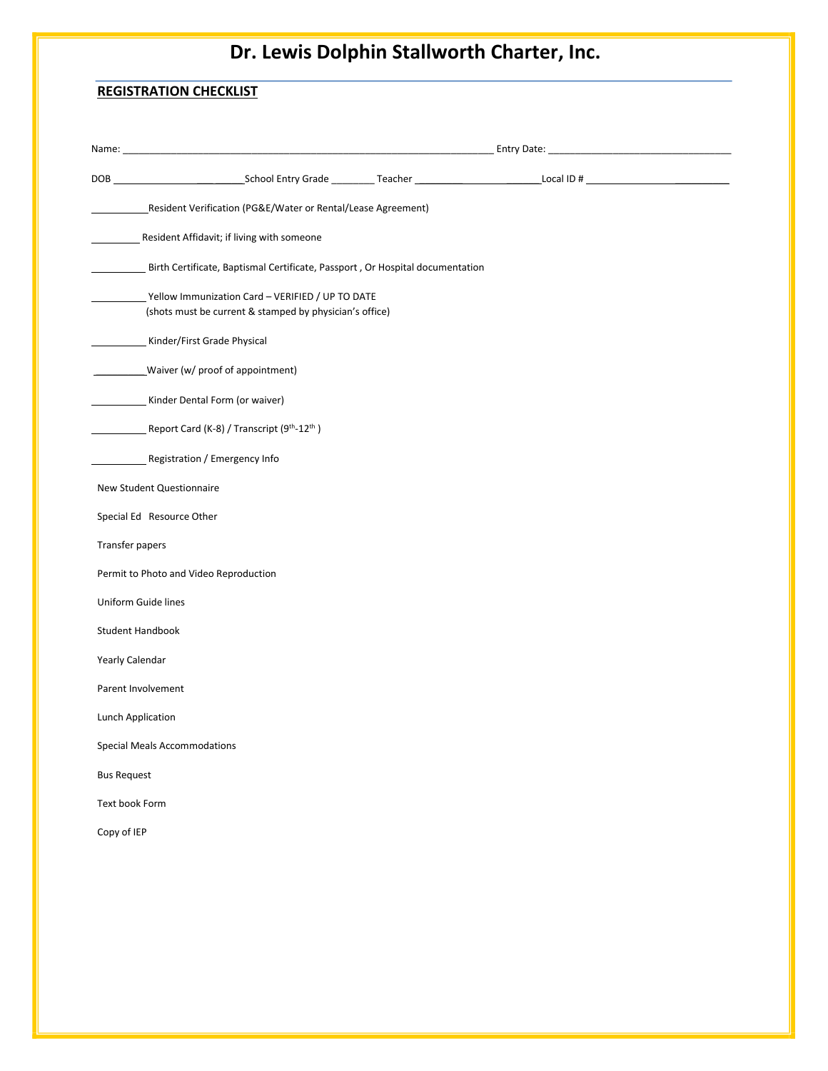# Dr. Lewis Dolphin Stallworth Charter, Inc.

**REGISTRATION CHECKLIST**

Name: ______________________________________________________________________ Entry Date: ___________________________________

DOB ___________________________School Entry Grade ________ Teacher ___________________________Local ID # ___________________________

__________Resident Verification (PG&E/Water or Rental/Lease Agreement)

_________ Resident Affidavit; if living with someone

__________ Birth Certificate, Baptismal Certificate, Passport , Or Hospital documentation

__________ Yellow Immunization Card – VERIFIED / UP TO DATE
(shots must be current & stamped by physician's office)

__________ Kinder/First Grade Physical

__________Waiver (w/ proof of appointment)

__________ Kinder Dental Form (or waiver)

__________ Report Card (K-8) / Transcript ($9^{th}$-$12^{th}$ )

__________ Registration / Emergency Info

New Student Questionnaire

Special Ed Resource Other

Transfer papers

Permit to Photo and Video Reproduction

Uniform Guide lines

Student Handbook

Yearly Calendar

Parent Involvement

Lunch Application

Special Meals Accommodations

Bus Request

Text book Form

Copy of IEP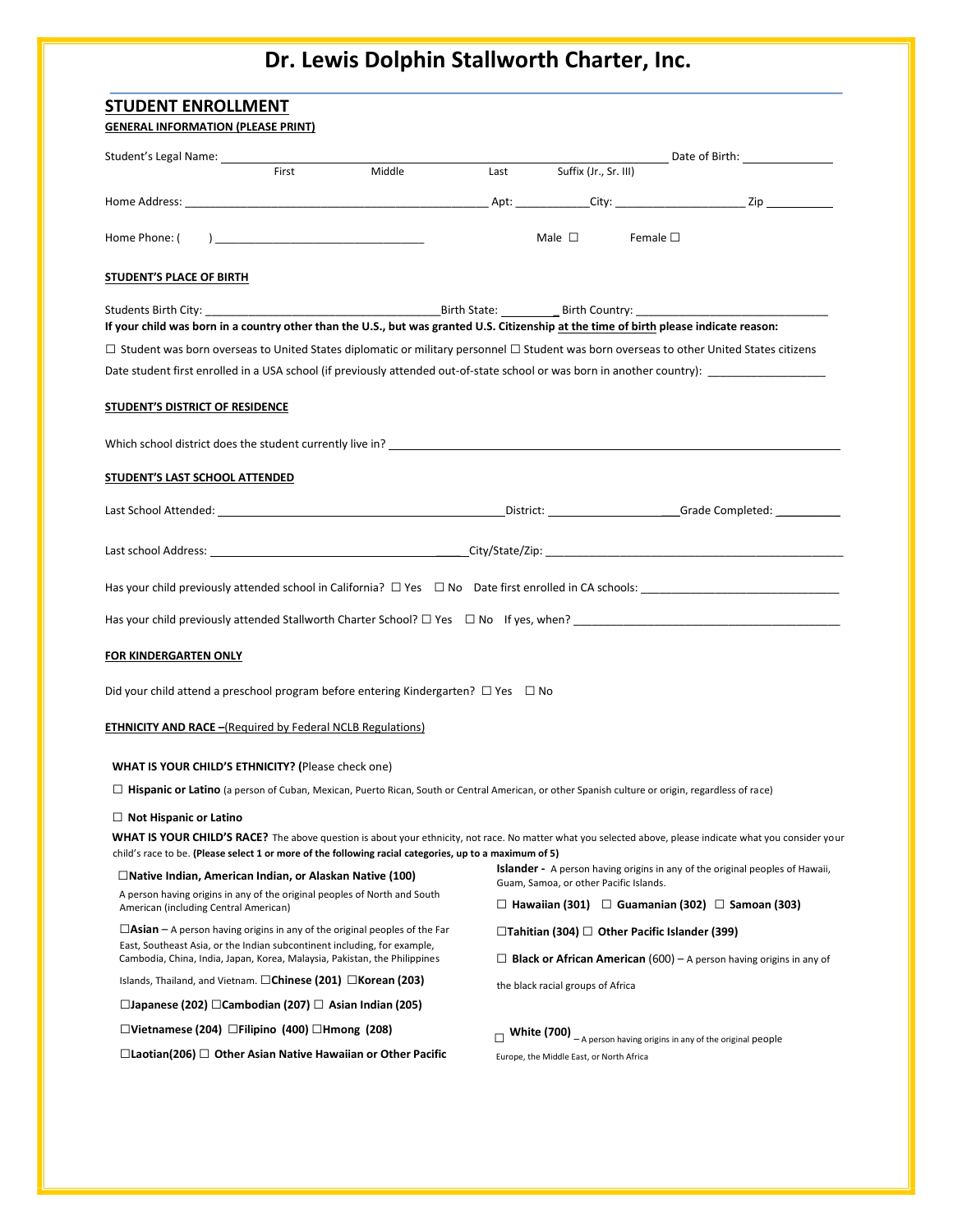# Dr. Lewis Dolphin Stallworth Charter, Inc.

## STUDENT ENROLLMENT

**GENERAL INFORMATION (PLEASE PRINT)**

Student's Legal Name: ________________________________________________ Date of Birth: ______________
First Middle Last Suffix (Jr., Sr. III)

Home Address: _______________________________________________ Apt: ___________City: ____________________ Zip __________

Home Phone: ( ) _________________________________ Male ☐ Female ☐

**STUDENT'S PLACE OF BIRTH**

Students Birth City: _____________________________________Birth State: _________ Birth Country: ______________________________

**If your child was born in a country other than the U.S., but was granted U.S. Citizenship at the time of birth please indicate reason:**

☐ Student was born overseas to United States diplomatic or military personnel ☐ Student was born overseas to other United States citizens

Date student first enrolled in a USA school (if previously attended out-of-state school or was born in another country): __________________

**STUDENT'S DISTRICT OF RESIDENCE**

Which school district does the student currently live in? ____________________________________________________________________

**STUDENT'S LAST SCHOOL ATTENDED**

Last School Attended: ______________________________________________District: ______________________Grade Completed: __________

Last school Address: ________________________________________City/State/Zip: ________________________________________________

Has your child previously attended school in California? ☐ Yes ☐ No Date first enrolled in CA schools: _______________________________

Has your child previously attended Stallworth Charter School? ☐ Yes ☐ No If yes, when? __________________________________________

**FOR KINDERGARTEN ONLY**

Did your child attend a preschool program before entering Kindergarten? ☐ Yes ☐ No

**ETHNICITY AND RACE –(Required by Federal NCLB Regulations)**

**WHAT IS YOUR CHILD'S ETHNICITY? (**Please check one)

☐ **Hispanic or Latino** (a person of Cuban, Mexican, Puerto Rican, South or Central American, or other Spanish culture or origin, regardless of race)

☐ **Not Hispanic or Latino**

**WHAT IS YOUR CHILD'S RACE?** The above question is about your ethnicity, not race. No matter what you selected above, please indicate what you consider your child's race to be. **(Please select 1 or more of the following racial categories, up to a maximum of 5)**

☐**Native Indian, American Indian, or Alaskan Native (100)**
A person having origins in any of the original peoples of North and South American (including Central American)

☐**Asian** – A person having origins in any of the original peoples of the Far East, Southeast Asia, or the Indian subcontinent including, for example, Cambodia, China, India, Japan, Korea, Malaysia, Pakistan, the Philippines Islands, Thailand, and Vietnam. ☐**Chinese (201)** ☐**Korean (203)**

☐**Japanese (202)** ☐**Cambodian (207)** ☐ **Asian Indian (205)**

☐**Vietnamese (204)** ☐**Filipino (400)** ☐**Hmong (208)**

☐**Laotian(206)** ☐ **Other Asian Native Hawaiian or Other Pacific**

**Islander -** A person having origins in any of the original peoples of Hawaii, Guam, Samoa, or other Pacific Islands.

☐ **Hawaiian (301)** ☐ **Guamanian (302)** ☐ **Samoan (303)**

☐**Tahitian (304)** ☐ **Other Pacific Islander (399)**

☐ **Black or African American** (600) – A person having origins in any of the black racial groups of Africa

☐ **White (700)** – A person having origins in any of the original people Europe, the Middle East, or North Africa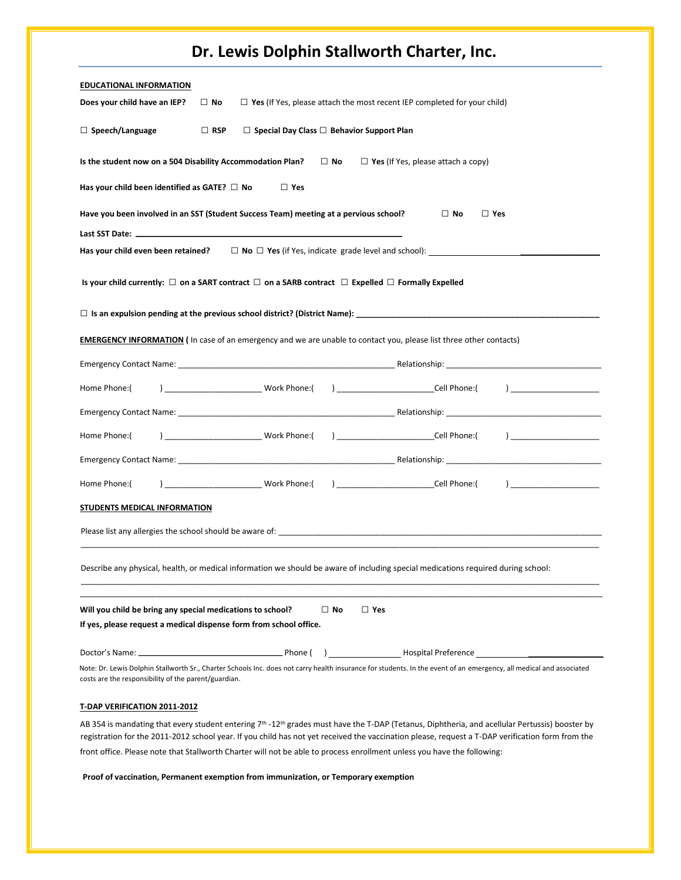# Dr. Lewis Dolphin Stallworth Charter, Inc.

**EDUCATIONAL INFORMATION**

**Does your child have an IEP?** ☐ **No** ☐ **Yes** (If Yes, please attach the most recent IEP completed for your child)

☐ **Speech/Language** ☐ **RSP** ☐ **Special Day Class** ☐ **Behavior Support Plan**

**Is the student now on a 504 Disability Accommodation Plan?** ☐ **No** ☐ **Yes** (If Yes, please attach a copy)

**Has your child been identified as GATE?** ☐ **No** ☐ **Yes**

**Have you been involved in an SST (Student Success Team) meeting at a pervious school?** ☐ **No** ☐ **Yes**

**Last SST Date:** ___________________________________________

**Has your child even been retained?** ☐ **No** ☐ **Yes** (if Yes, indicate grade level and school): ______________________

**Is your child currently:** ☐ **on a SART contract** ☐ **on a SARB contract** ☐ **Expelled** ☐ **Formally Expelled**

☐ **Is an expulsion pending at the previous school district? (District Name):** ___________________________________

**EMERGENCY INFORMATION (** In case of an emergency and we are unable to contact you, please list three other contacts)

Emergency Contact Name: ___________________________________ Relationship: ___________________________

Home Phone:( ) ________________ Work Phone:( ) ________________ Cell Phone:( ) ________________

Emergency Contact Name: ___________________________________ Relationship: ___________________________

Home Phone:( ) ________________ Work Phone:( ) ________________ Cell Phone:( ) ________________

Emergency Contact Name: ___________________________________ Relationship: ___________________________

Home Phone:( ) ________________ Work Phone:( ) ________________ Cell Phone:( ) ________________

**STUDENTS MEDICAL INFORMATION**

Please list any allergies the school should be aware of: ________________________________________________

_____________________________________________________________________________

Describe any physical, health, or medical information we should be aware of including special medications required during school:

_____________________________________________________________________________

_____________________________________________________________________________

**Will you child be bring any special medications to school?** ☐ **No** ☐ **Yes**

**If yes, please request a medical dispense form from school office.**

Doctor's Name: _________________________ Phone ( ) ____________ Hospital Preference ____________________

Note: Dr. Lewis Dolphin Stallworth Sr., Charter Schools Inc. does not carry health insurance for students. In the event of an emergency, all medical and associated costs are the responsibility of the parent/guardian.

**T-DAP VERIFICATION 2011-2012**

AB 354 is mandating that every student entering 7th -12th grades must have the T-DAP (Tetanus, Diphtheria, and acellular Pertussis) booster by registration for the 2011-2012 school year. If you child has not yet received the vaccination please, request a T-DAP verification form from the front office. Please note that Stallworth Charter will not be able to process enrollment unless you have the following:

**Proof of vaccination, Permanent exemption from immunization, or Temporary exemption**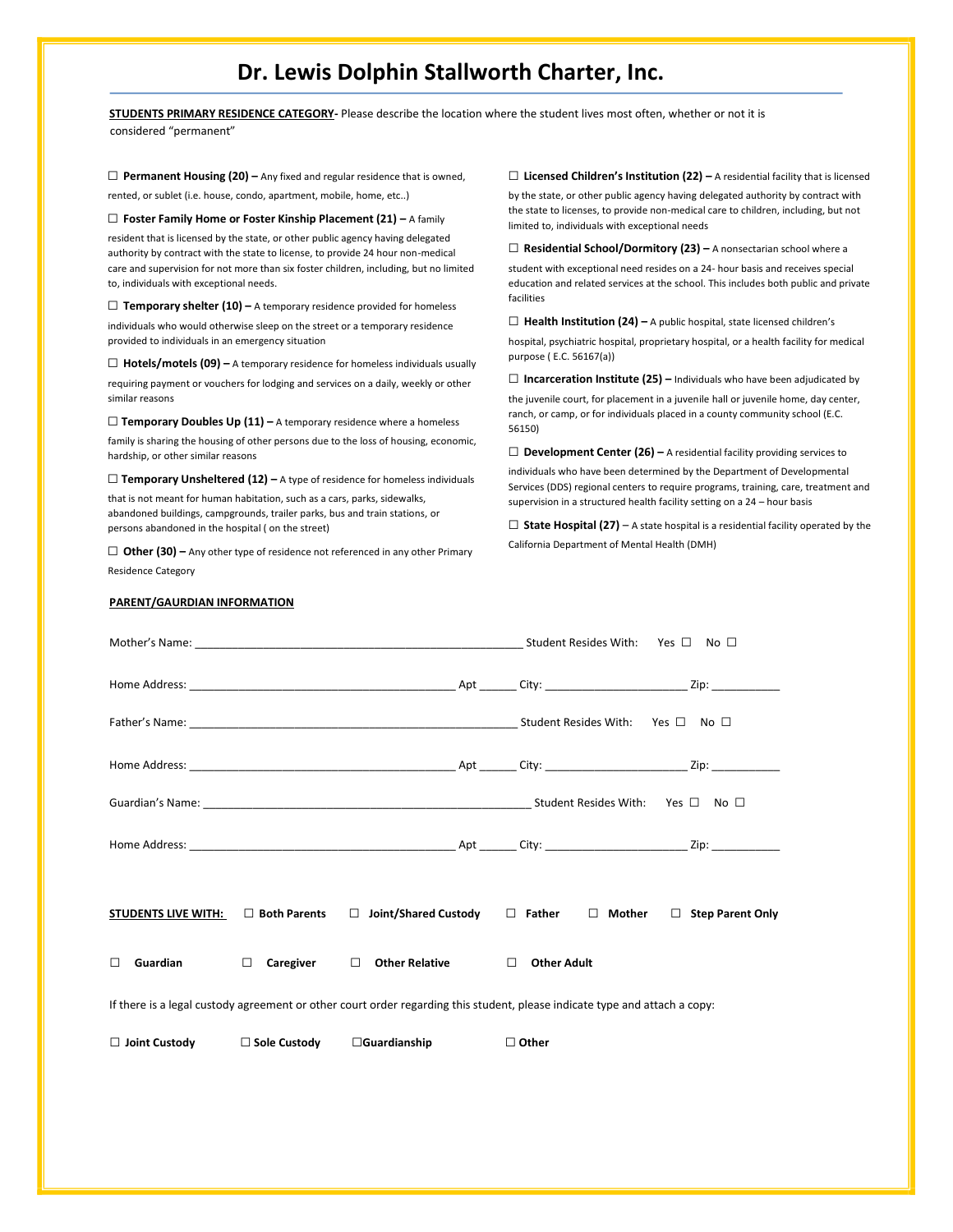# Dr. Lewis Dolphin Stallworth Charter, Inc.

**STUDENTS PRIMARY RESIDENCE CATEGORY-** Please describe the location where the student lives most often, whether or not it is considered "permanent"

☐ **Permanent Housing (20) –** Any fixed and regular residence that is owned, rented, or sublet (i.e. house, condo, apartment, mobile, home, etc..)

☐ **Foster Family Home or Foster Kinship Placement (21) –** A family resident that is licensed by the state, or other public agency having delegated authority by contract with the state to license, to provide 24 hour non-medical care and supervision for not more than six foster children, including, but no limited to, individuals with exceptional needs.

☐ **Temporary shelter (10) –** A temporary residence provided for homeless individuals who would otherwise sleep on the street or a temporary residence provided to individuals in an emergency situation

☐ **Hotels/motels (09) –** A temporary residence for homeless individuals usually requiring payment or vouchers for lodging and services on a daily, weekly or other similar reasons

☐ **Temporary Doubles Up (11) –** A temporary residence where a homeless family is sharing the housing of other persons due to the loss of housing, economic, hardship, or other similar reasons

☐ **Temporary Unsheltered (12) –** A type of residence for homeless individuals that is not meant for human habitation, such as a cars, parks, sidewalks, abandoned buildings, campgrounds, trailer parks, bus and train stations, or persons abandoned in the hospital ( on the street)

☐ **Other (30) –** Any other type of residence not referenced in any other Primary Residence Category

☐ **Licensed Children's Institution (22) –** A residential facility that is licensed by the state, or other public agency having delegated authority by contract with the state to licenses, to provide non-medical care to children, including, but not limited to, individuals with exceptional needs

☐ **Residential School/Dormitory (23) –** A nonsectarian school where a student with exceptional need resides on a 24- hour basis and receives special education and related services at the school. This includes both public and private facilities

☐ **Health Institution (24) –** A public hospital, state licensed children's hospital, psychiatric hospital, proprietary hospital, or a health facility for medical purpose ( E.C. 56167(a))

☐ **Incarceration Institute (25) –** Individuals who have been adjudicated by the juvenile court, for placement in a juvenile hall or juvenile home, day center, ranch, or camp, or for individuals placed in a county community school (E.C. 56150)

☐ **Development Center (26) –** A residential facility providing services to individuals who have been determined by the Department of Developmental Services (DDS) regional centers to require programs, training, care, treatment and supervision in a structured health facility setting on a 24 – hour basis

☐ **State Hospital (27)** – A state hospital is a residential facility operated by the California Department of Mental Health (DMH)

**PARENT/GAURDIAN INFORMATION**

Mother's Name: ______________________________________________________ Student Resides With: Yes ☐ No ☐

Home Address: ___________________________________________ Apt ______ City: _______________________ Zip: ___________

Father's Name: ______________________________________________________ Student Resides With: Yes ☐ No ☐

Home Address: ___________________________________________ Apt ______ City: _______________________ Zip: ___________

Guardian's Name: ______________________________________________________ Student Resides With: Yes ☐ No ☐

Home Address: ___________________________________________ Apt ______ City: _______________________ Zip: ___________

**STUDENTS LIVE WITH:** ☐ **Both Parents** ☐ **Joint/Shared Custody** ☐ **Father** ☐ **Mother** ☐ **Step Parent Only**

☐ **Guardian** ☐ **Caregiver** ☐ **Other Relative** ☐ **Other Adult**

If there is a legal custody agreement or other court order regarding this student, please indicate type and attach a copy:

☐ **Joint Custody** ☐ **Sole Custody** ☐**Guardianship** ☐ **Other**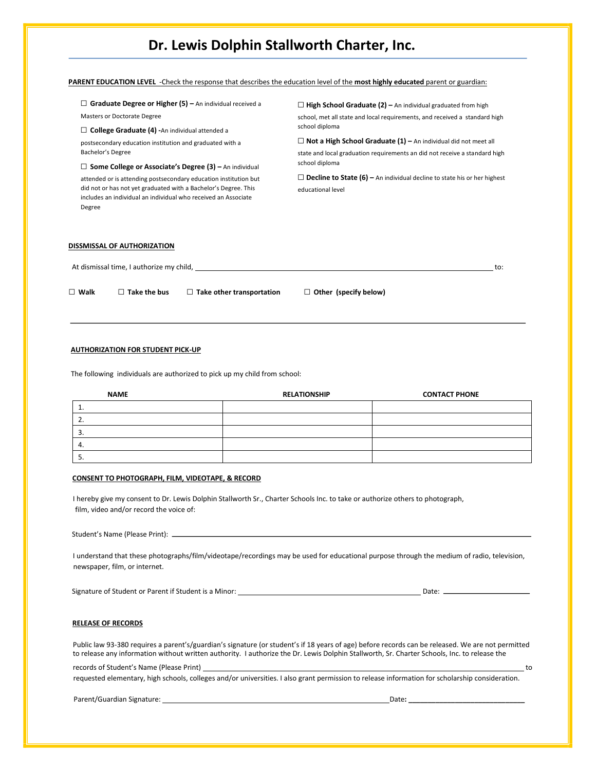# Dr. Lewis Dolphin Stallworth Charter, Inc.

**PARENT EDUCATION LEVEL** -Check the response that describes the education level of the **most highly educated** parent or guardian:

☐ **Graduate Degree or Higher (5) –** An individual received a Masters or Doctorate Degree

☐ **College Graduate (4) -**An individual attended a postsecondary education institution and graduated with a Bachelor's Degree

☐ **Some College or Associate's Degree (3) –** An individual attended or is attending postsecondary education institution but did not or has not yet graduated with a Bachelor's Degree. This includes an individual an individual who received an Associate Degree

☐ **High School Graduate (2) –** An individual graduated from high school, met all state and local requirements, and received a standard high school diploma

☐ **Not a High School Graduate (1) –** An individual did not meet all state and local graduation requirements an did not receive a standard high school diploma

☐ **Decline to State (6) –** An individual decline to state his or her highest educational level

**DISSMISSAL OF AUTHORIZATION**

At dismissal time, I authorize my child, ______________________________________________ to:

☐ **Walk** ☐ **Take the bus** ☐ **Take other transportation** ☐ **Other (specify below)**

______________________________________________________________________________

**AUTHORIZATION FOR STUDENT PICK-UP**

The following individuals are authorized to pick up my child from school:

| NAME | RELATIONSHIP | CONTACT PHONE |
|---|---|---|
| 1. | | |
| 2. | | |
| 3. | | |
| 4. | | |
| 5. | | |

**CONSENT TO PHOTOGRAPH, FILM, VIDEOTAPE, & RECORD**

I hereby give my consent to Dr. Lewis Dolphin Stallworth Sr., Charter Schools Inc. to take or authorize others to photograph, film, video and/or record the voice of:

Student's Name (Please Print): ______________________________________________

I understand that these photographs/film/videotape/recordings may be used for educational purpose through the medium of radio, television, newspaper, film, or internet.

Signature of Student or Parent if Student is a Minor: ______________________________ Date: ______________

**RELEASE OF RECORDS**

Public law 93-380 requires a parent's/guardian's signature (or student's if 18 years of age) before records can be released. We are not permitted to release any information without written authority. I authorize the Dr. Lewis Dolphin Stallworth, Sr. Charter Schools, Inc. to release the records of Student's Name (Please Print) ______________________________________________ to requested elementary, high schools, colleges and/or universities. I also grant permission to release information for scholarship consideration.

Parent/Guardian Signature: ______________________________________ Date: ____________________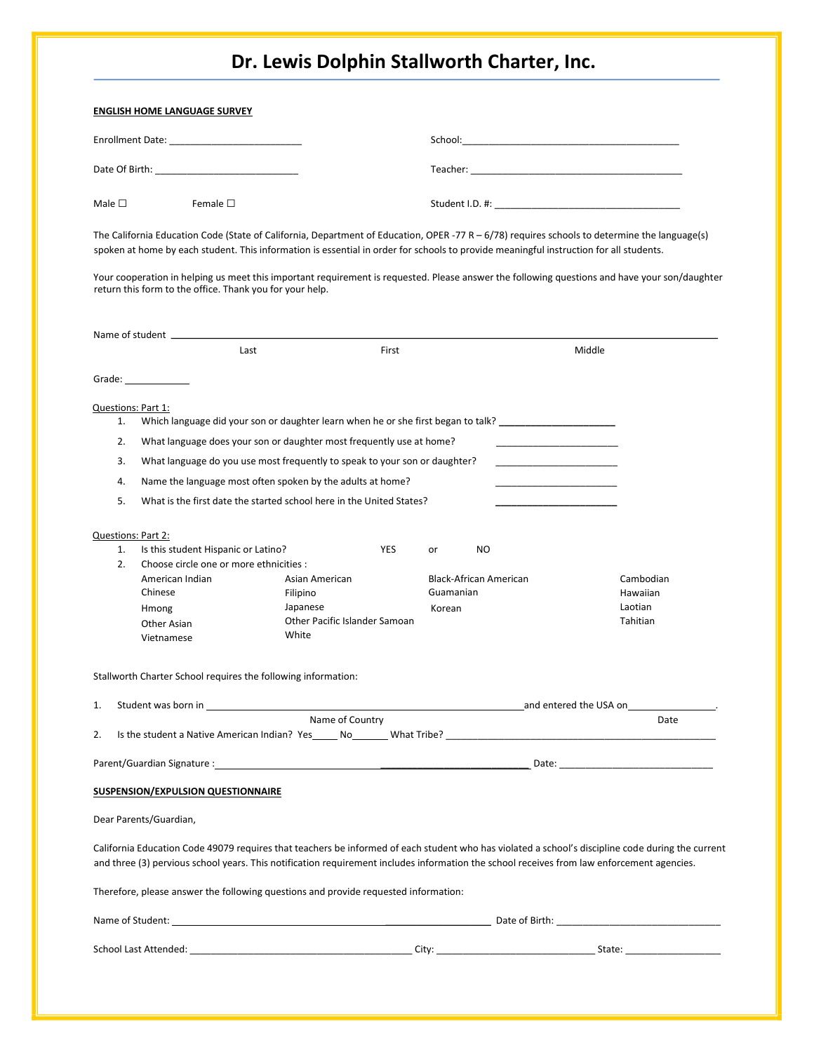# Dr. Lewis Dolphin Stallworth Charter, Inc.

**ENGLISH HOME LANGUAGE SURVEY**

Enrollment Date: _________________________ School: __________________________________________

Date Of Birth: ___________________________ Teacher: __________________________________________

Male ☐ Female ☐ Student I.D. #: ____________________________________

The California Education Code (State of California, Department of Education, OPER -77 R – 6/78) requires schools to determine the language(s) spoken at home by each student. This information is essential in order for schools to provide meaningful instruction for all students.

Your cooperation in helping us meet this important requirement is requested. Please answer the following questions and have your son/daughter return this form to the office. Thank you for your help.

Name of student ________________________________________________________________________________

Last First Middle

Grade: ____________

Questions: Part 1:

1. Which language did your son or daughter learn when he or she first began to talk? ______________________
2. What language does your son or daughter most frequently use at home? ______________________
3. What language do you use most frequently to speak to your son or daughter? ______________________
4. Name the language most often spoken by the adults at home? ______________________
5. What is the first date the started school here in the United States? ______________________

Questions: Part 2:

1. Is this student Hispanic or Latino? YES or NO
2. Choose circle one or more ethnicities :

| | | | |
|---|---|---|---|
| American Indian | Asian American | Black-African American | Cambodian |
| Chinese | Filipino | Guamanian | Hawaiian |
| Hmong | Japanese | Korean | Laotian |
| Other Asian | Other Pacific Islander Samoan | | Tahitian |
| Vietnamese | White | | |

Stallworth Charter School requires the following information:

1. Student was born in ____________________________________________________________and entered the USA on________________.

   Name of Country Date

2. Is the student a Native American Indian? Yes_____ No_______ What Tribe? ____________________________________________________

Parent/Guardian Signature :_____________________________________________________________ Date: ____________________________

**SUSPENSION/EXPULSION QUESTIONNAIRE**

Dear Parents/Guardian,

California Education Code 49079 requires that teachers be informed of each student who has violated a school's discipline code during the current and three (3) pervious school years. This notification requirement includes information the school receives from law enforcement agencies.

Therefore, please answer the following questions and provide requested information:

Name of Student: _________________________________________________________ Date of Birth: ______________________________

School Last Attended: __________________________________________ City: _____________________________ State: _________________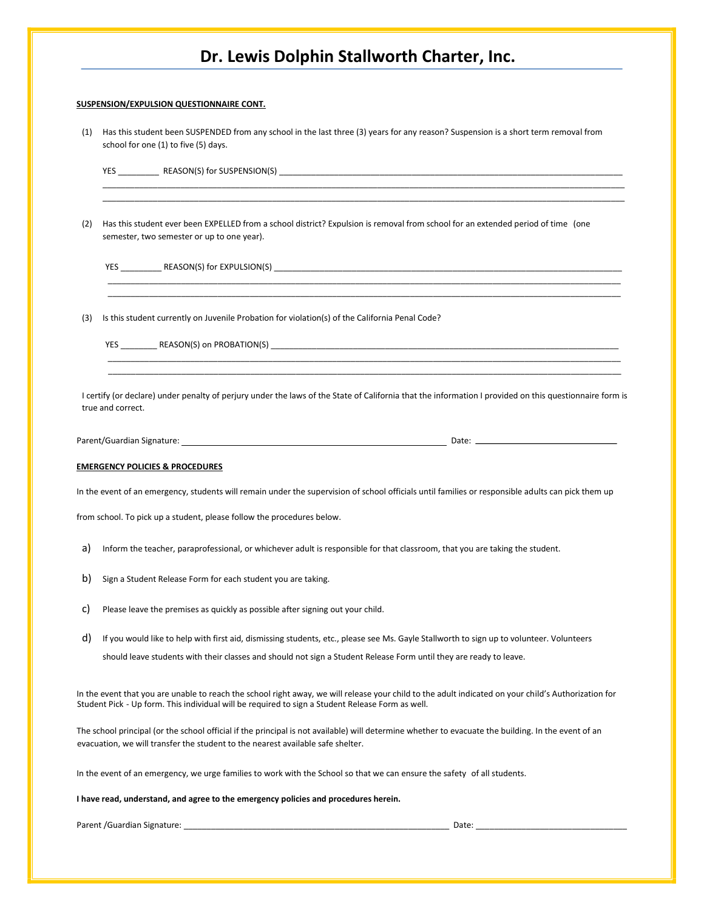# Dr. Lewis Dolphin Stallworth Charter, Inc.

**SUSPENSION/EXPULSION QUESTIONNAIRE CONT.**

(1) Has this student been SUSPENDED from any school in the last three (3) years for any reason? Suspension is a short term removal from school for one (1) to five (5) days.

YES _________ REASON(S) for SUSPENSION(S) ______________________________________________________________________________
______________________________________________________________________________________________________________________
______________________________________________________________________________________________________________________

(2) Has this student ever been EXPELLED from a school district? Expulsion is removal from school for an extended period of time (one semester, two semester or up to one year).

YES _________ REASON(S) for EXPULSION(S) ______________________________________________________________________________
______________________________________________________________________________________________________________________
______________________________________________________________________________________________________________________

(3) Is this student currently on Juvenile Probation for violation(s) of the California Penal Code?

YES ________ REASON(S) on PROBATION(S) ______________________________________________________________________________
______________________________________________________________________________________________________________________
______________________________________________________________________________________________________________________

I certify (or declare) under penalty of perjury under the laws of the State of California that the information I provided on this questionnaire form is true and correct.

Parent/Guardian Signature: ____________________________________________________________ Date: ______________________________

**EMERGENCY POLICIES & PROCEDURES**

In the event of an emergency, students will remain under the supervision of school officials until families or responsible adults can pick them up from school. To pick up a student, please follow the procedures below.

a) Inform the teacher, paraprofessional, or whichever adult is responsible for that classroom, that you are taking the student.

b) Sign a Student Release Form for each student you are taking.

c) Please leave the premises as quickly as possible after signing out your child.

d) If you would like to help with first aid, dismissing students, etc., please see Ms. Gayle Stallworth to sign up to volunteer. Volunteers should leave students with their classes and should not sign a Student Release Form until they are ready to leave.

In the event that you are unable to reach the school right away, we will release your child to the adult indicated on your child's Authorization for Student Pick - Up form. This individual will be required to sign a Student Release Form as well.

The school principal (or the school official if the principal is not available) will determine whether to evacuate the building. In the event of an evacuation, we will transfer the student to the nearest available safe shelter.

In the event of an emergency, we urge families to work with the School so that we can ensure the safety of all students.

**I have read, understand, and agree to the emergency policies and procedures herein.**

Parent /Guardian Signature: ____________________________________________________________ Date: _________________________________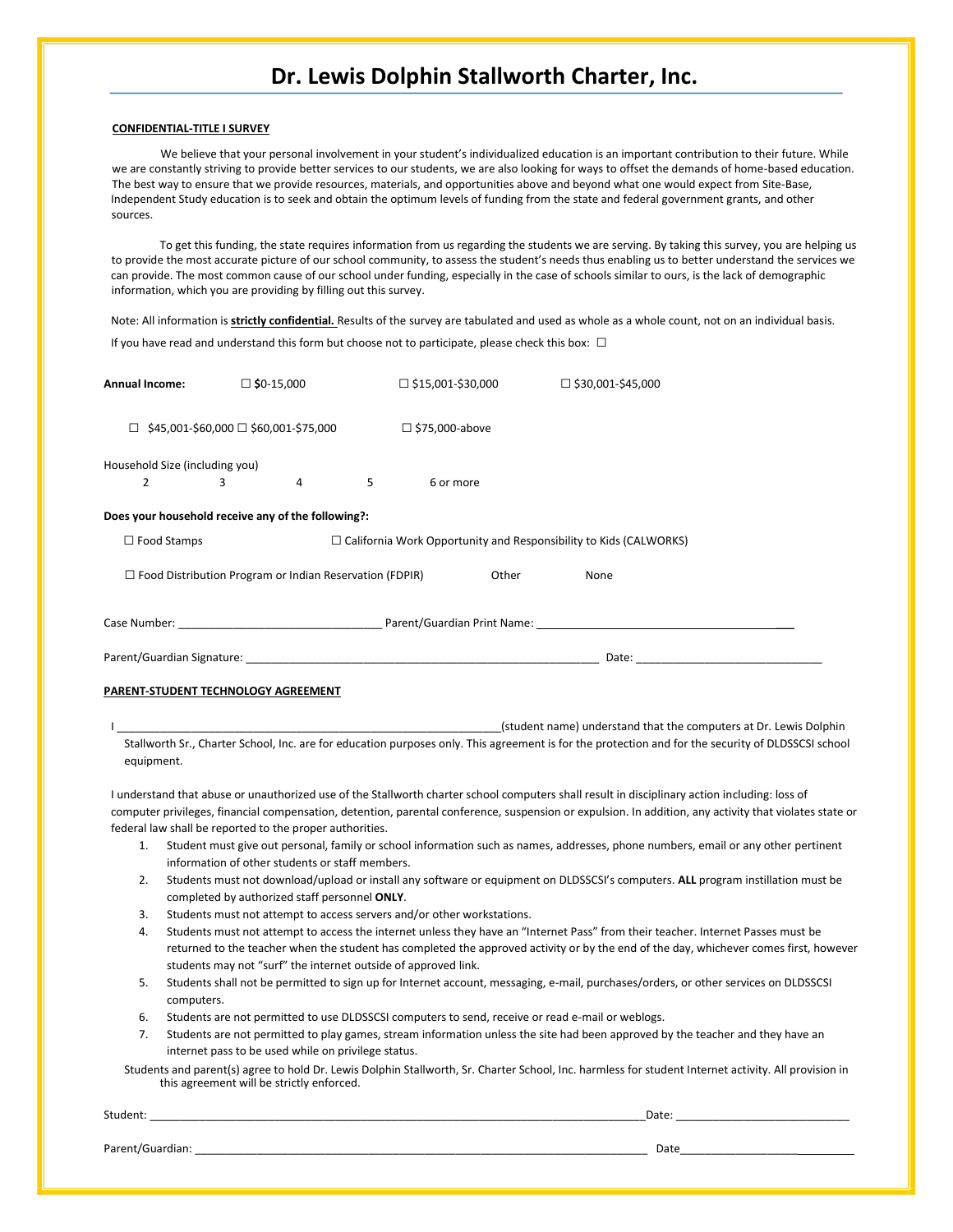# Dr. Lewis Dolphin Stallworth Charter, Inc.

**CONFIDENTIAL-TITLE I SURVEY**

We believe that your personal involvement in your student's individualized education is an important contribution to their future. While we are constantly striving to provide better services to our students, we are also looking for ways to offset the demands of home-based education. The best way to ensure that we provide resources, materials, and opportunities above and beyond what one would expect from Site-Base, Independent Study education is to seek and obtain the optimum levels of funding from the state and federal government grants, and other sources.

To get this funding, the state requires information from us regarding the students we are serving. By taking this survey, you are helping us to provide the most accurate picture of our school community, to assess the student's needs thus enabling us to better understand the services we can provide. The most common cause of our school under funding, especially in the case of schools similar to ours, is the lack of demographic information, which you are providing by filling out this survey.

Note: All information is **strictly confidential.** Results of the survey are tabulated and used as whole as a whole count, not on an individual basis.

If you have read and understand this form but choose not to participate, please check this box: ☐

**Annual Income:** ☐ $0-15,000 ☐ $15,001-$30,000 ☐ $30,001-$45,000

☐ $45,001-$60,000 ☐ $60,001-$75,000 ☐ $75,000-above

Household Size (including you)

2 3 4 5 6 or more

**Does your household receive any of the following?:**

☐ Food Stamps ☐ California Work Opportunity and Responsibility to Kids (CALWORKS)

☐ Food Distribution Program or Indian Reservation (FDPIR) Other None

Case Number: ________________________________ Parent/Guardian Print Name: ___________________________________________

Parent/Guardian Signature: _______________________________________________________ Date: ______________________________

**PARENT-STUDENT TECHNOLOGY AGREEMENT**

I ______________________________________________________________(student name) understand that the computers at Dr. Lewis Dolphin Stallworth Sr., Charter School, Inc. are for education purposes only. This agreement is for the protection and for the security of DLDSSCSI school equipment.

I understand that abuse or unauthorized use of the Stallworth charter school computers shall result in disciplinary action including: loss of computer privileges, financial compensation, detention, parental conference, suspension or expulsion. In addition, any activity that violates state or federal law shall be reported to the proper authorities.

1. Student must give out personal, family or school information such as names, addresses, phone numbers, email or any other pertinent information of other students or staff members.
2. Students must not download/upload or install any software or equipment on DLDSSCSI's computers. **ALL** program instillation must be completed by authorized staff personnel **ONLY**.
3. Students must not attempt to access servers and/or other workstations.
4. Students must not attempt to access the internet unless they have an "Internet Pass" from their teacher. Internet Passes must be returned to the teacher when the student has completed the approved activity or by the end of the day, whichever comes first, however students may not "surf" the internet outside of approved link.
5. Students shall not be permitted to sign up for Internet account, messaging, e-mail, purchases/orders, or other services on DLDSSCSI computers.
6. Students are not permitted to use DLDSSCSI computers to send, receive or read e-mail or weblogs.
7. Students are not permitted to play games, stream information unless the site had been approved by the teacher and they have an internet pass to be used while on privilege status.

Students and parent(s) agree to hold Dr. Lewis Dolphin Stallworth, Sr. Charter School, Inc. harmless for student Internet activity. All provision in this agreement will be strictly enforced.

Student: ________________________________________________________________________________Date: ___________________________

Parent/Guardian: ___________________________________________________________________________ Date_______________________________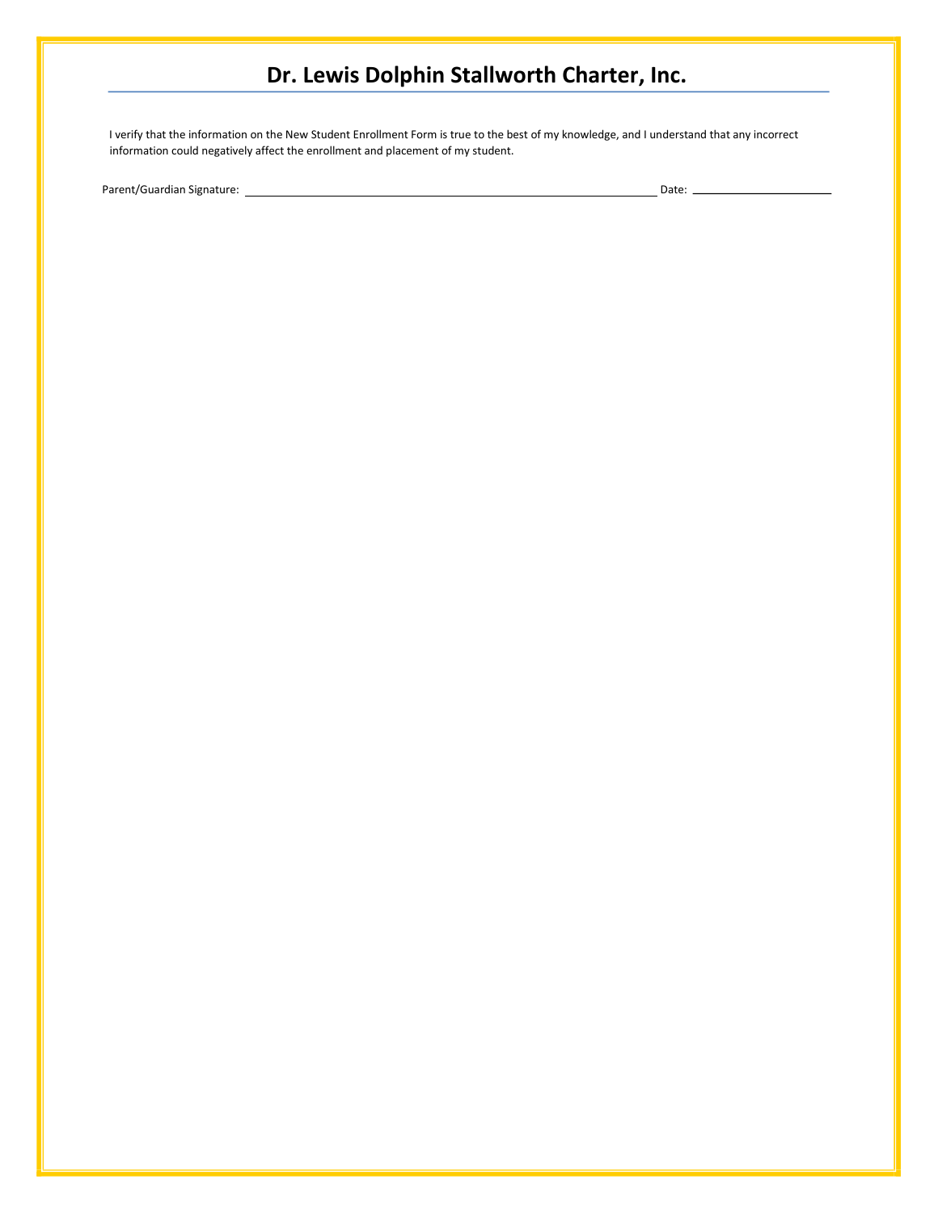# Dr. Lewis Dolphin Stallworth Charter, Inc.

I verify that the information on the New Student Enrollment Form is true to the best of my knowledge, and I understand that any incorrect information could negatively affect the enrollment and placement of my student.

Parent/Guardian Signature: ______________________________________________ Date: ____________________